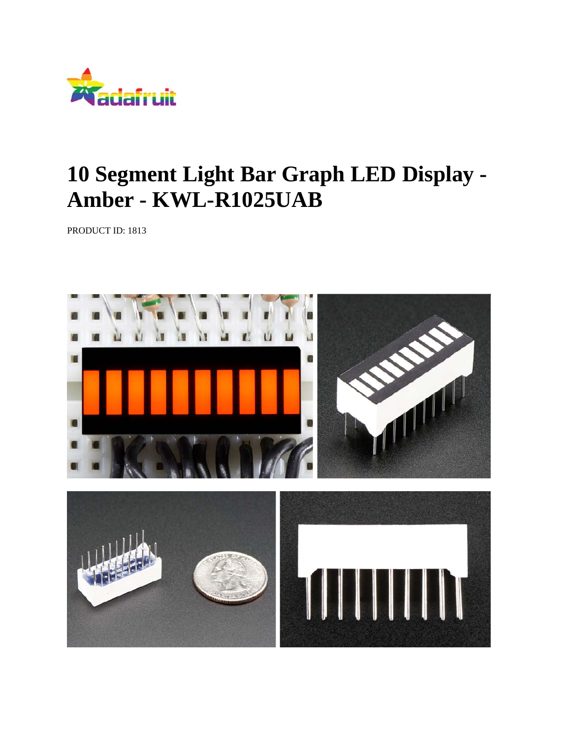# 10 Segment Light Bar Graph LED Display - Amber - KWL-R1025UAB

PRODUCT ID: 1813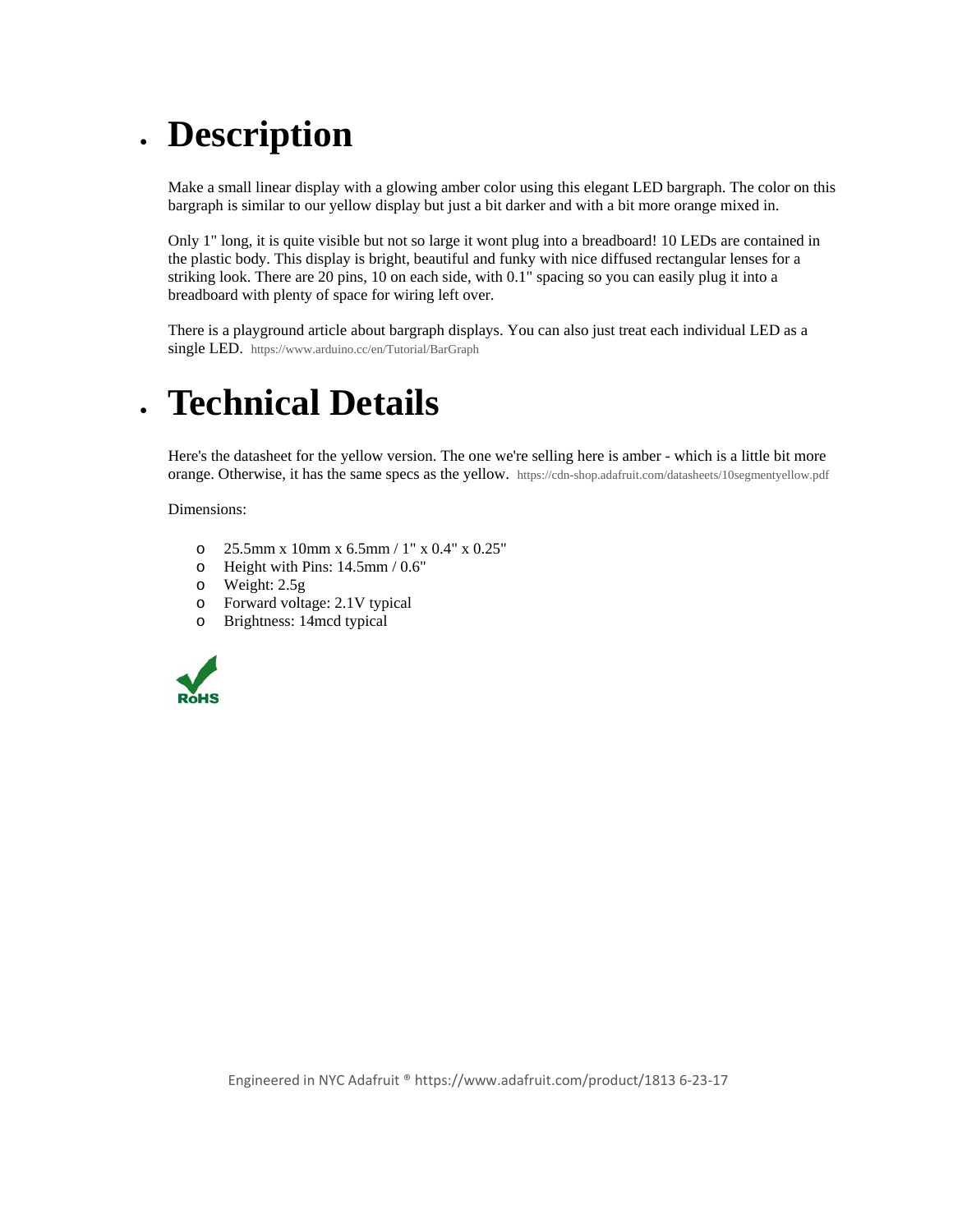# Description

Make a small linear display with a glowing amber color using this elegant LED bargraph. The color on this bargraph is similar to our yellow display but just a bit darker and with a bit more orange mixed in.

Only 1" long, it is quite visible but not so large it wont plug into a breadboard! 10 LEDs are contained in the plastic body. This display is bright, beautiful and funky with nice diffused rectangular lenses for a striking look. There are 20 pins, 10 on each side, with 0.1" spacing so you can easily plug it into a breadboard with plenty of space for wiring left over.

There is a playground article about bargraph displays. You can also just treat each individual LED as a single LED. https://www.arduino.cc/en/Tutorial/BarGraph

# Technical Details

Here's the datasheet for the yellow version. The one we're selling here is amber - which is a little bit more orange. Otherwise, it has the same specs as the yellow. https://cdn-shop.adafruit.com/datasheets/10segmentyellow.pdf

Dimensions:

- 25.5mm x 10mm x 6.5mm / 1" x 0.4" x 0.25"
- Height with Pins: 14.5mm / 0.6"
- Weight: 2.5g
- Forward voltage: 2.1V typical
- Brightness: 14mcd typical

RoHS